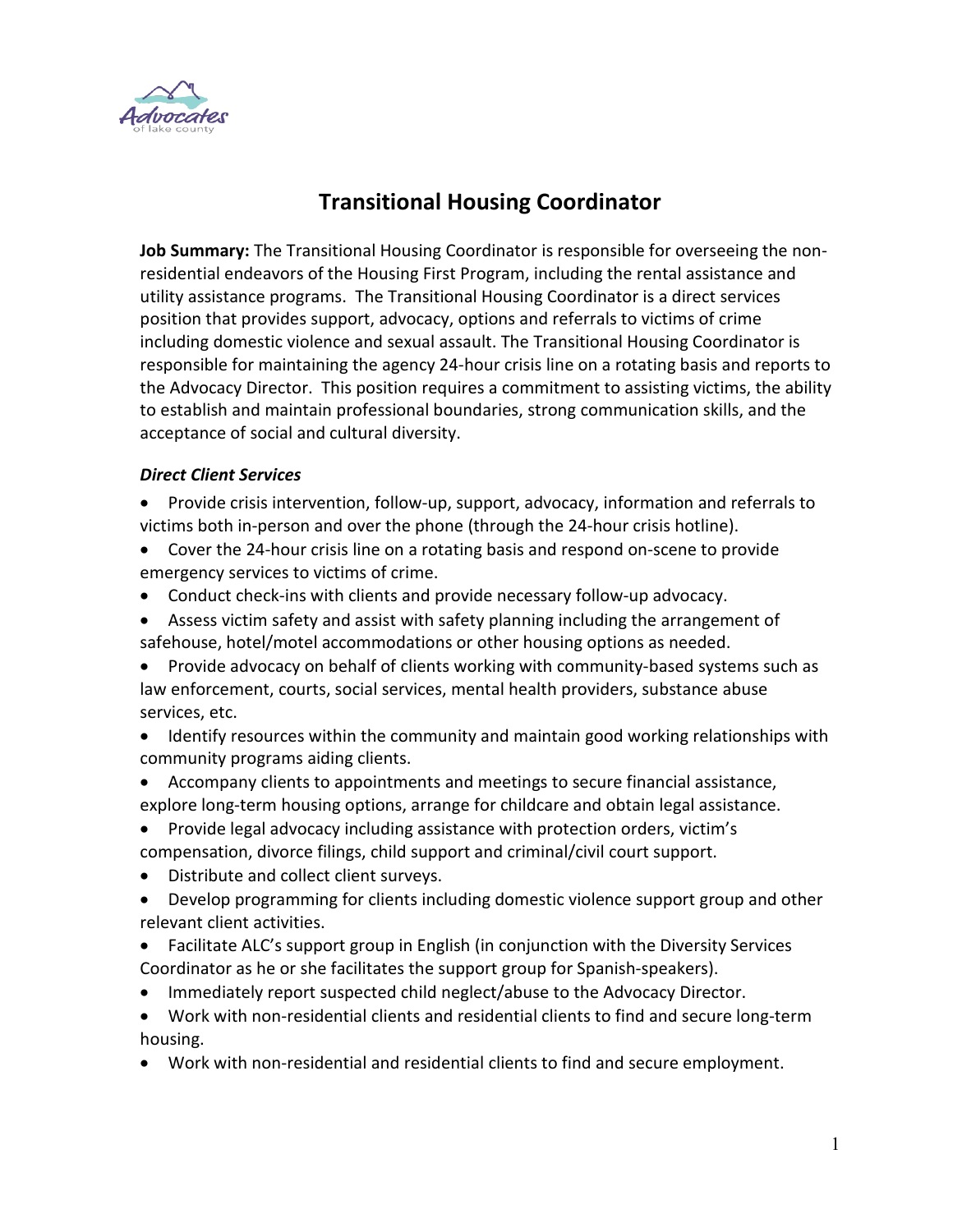# Transitional Housing Coordinator

**Job Summary:** The Transitional Housing Coordinator is responsible for overseeing the non-residential endeavors of the Housing First Program, including the rental assistance and utility assistance programs. The Transitional Housing Coordinator is a direct services position that provides support, advocacy, options and referrals to victims of crime including domestic violence and sexual assault. The Transitional Housing Coordinator is responsible for maintaining the agency 24-hour crisis line on a rotating basis and reports to the Advocacy Director. This position requires a commitment to assisting victims, the ability to establish and maintain professional boundaries, strong communication skills, and the acceptance of social and cultural diversity.

### *Direct Client Services*

- Provide crisis intervention, follow-up, support, advocacy, information and referrals to victims both in-person and over the phone (through the 24-hour crisis hotline).
- Cover the 24-hour crisis line on a rotating basis and respond on-scene to provide emergency services to victims of crime.
- Conduct check-ins with clients and provide necessary follow-up advocacy.
- Assess victim safety and assist with safety planning including the arrangement of safehouse, hotel/motel accommodations or other housing options as needed.
- Provide advocacy on behalf of clients working with community-based systems such as law enforcement, courts, social services, mental health providers, substance abuse services, etc.
- Identify resources within the community and maintain good working relationships with community programs aiding clients.
- Accompany clients to appointments and meetings to secure financial assistance, explore long-term housing options, arrange for childcare and obtain legal assistance.
- Provide legal advocacy including assistance with protection orders, victim's compensation, divorce filings, child support and criminal/civil court support.
- Distribute and collect client surveys.
- Develop programming for clients including domestic violence support group and other relevant client activities.
- Facilitate ALC's support group in English (in conjunction with the Diversity Services Coordinator as he or she facilitates the support group for Spanish-speakers).
- Immediately report suspected child neglect/abuse to the Advocacy Director.
- Work with non-residential clients and residential clients to find and secure long-term housing.
- Work with non-residential and residential clients to find and secure employment.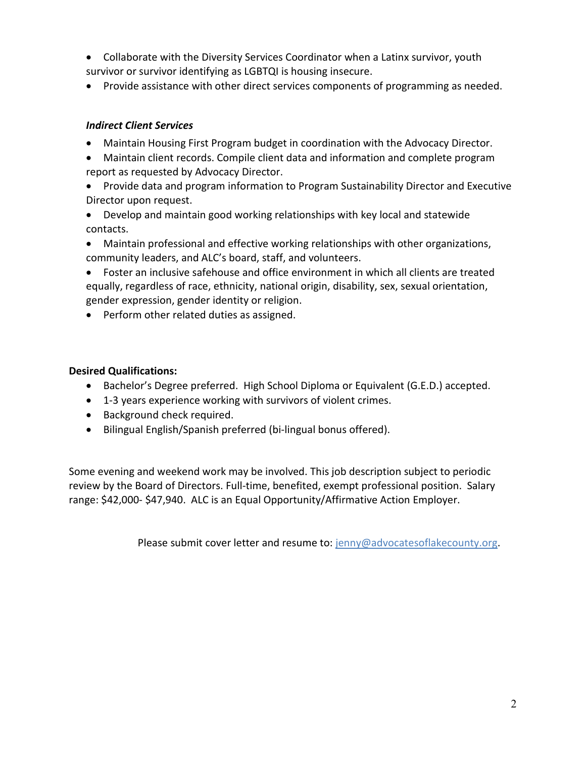- Collaborate with the Diversity Services Coordinator when a Latinx survivor, youth survivor or survivor identifying as LGBTQI is housing insecure.
- Provide assistance with other direct services components of programming as needed.

***Indirect Client Services***

- Maintain Housing First Program budget in coordination with the Advocacy Director.
- Maintain client records. Compile client data and information and complete program report as requested by Advocacy Director.
- Provide data and program information to Program Sustainability Director and Executive Director upon request.
- Develop and maintain good working relationships with key local and statewide contacts.
- Maintain professional and effective working relationships with other organizations, community leaders, and ALC's board, staff, and volunteers.
- Foster an inclusive safehouse and office environment in which all clients are treated equally, regardless of race, ethnicity, national origin, disability, sex, sexual orientation, gender expression, gender identity or religion.
- Perform other related duties as assigned.

**Desired Qualifications:**

- Bachelor's Degree preferred. High School Diploma or Equivalent (G.E.D.) accepted.
- 1-3 years experience working with survivors of violent crimes.
- Background check required.
- Bilingual English/Spanish preferred (bi-lingual bonus offered).

Some evening and weekend work may be involved. This job description subject to periodic review by the Board of Directors. Full-time, benefited, exempt professional position. Salary range: $42,000- $47,940. ALC is an Equal Opportunity/Affirmative Action Employer.

Please submit cover letter and resume to: jenny@advocatesoflakecounty.org.